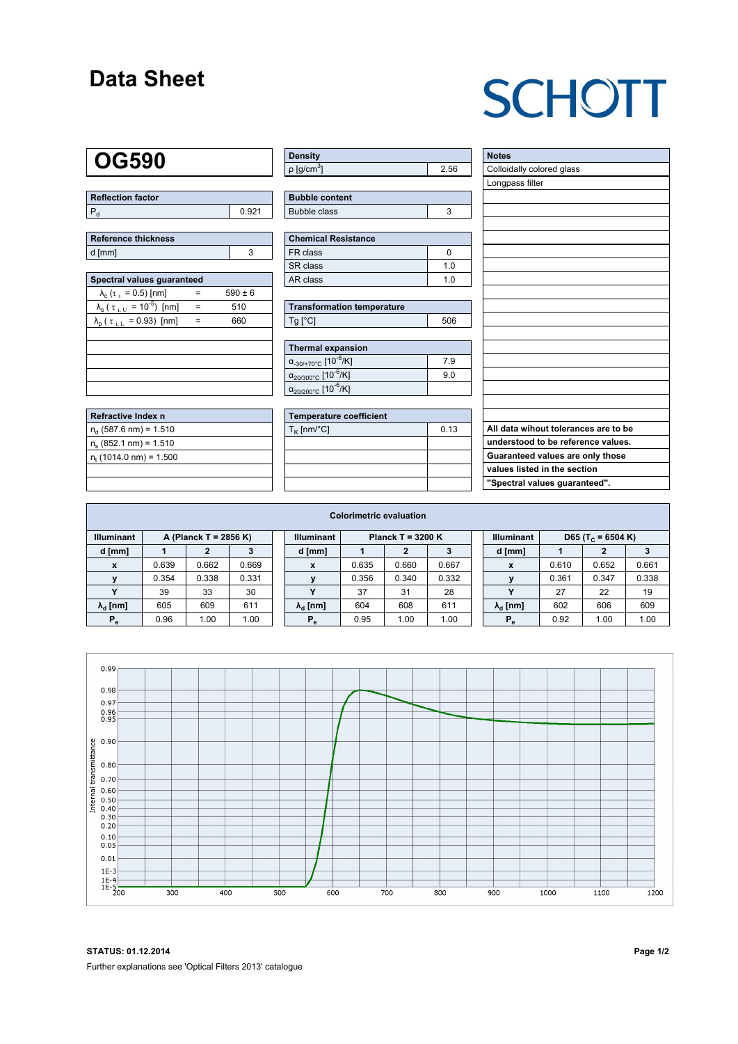# Data Sheet

SCHOTT

## OG590

| Reflection factor | |
|---|---|
| $P_d$ | 0.921 |

| Reference thickness | |
|---|---|
| d [mm] | 3 |

| Spectral values guaranteed | | |
|---|---|---|
| $\lambda_c$ ($\tau_i$ = 0.5) [nm] | = | 590 ± 6 |
| $\lambda_s$ ($\tau_{i,U}$ = $10^{-5}$) [nm] | = | 510 |
| $\lambda_p$ ($\tau_{i,L}$ = 0.93) [nm] | = | 660 |

| Refractive Index n |
|---|
| $n_d$ (587.6 nm) = 1.510 |
| $n_s$ (852.1 nm) = 1.510 |
| $n_t$ (1014.0 nm) = 1.500 |

| Density | |
|---|---|
| ρ [g/cm³] | 2.56 |

| Bubble content | |
|---|---|
| Bubble class | 3 |

| Chemical Resistance | |
|---|---|
| FR class | 0 |
| SR class | 1.0 |
| AR class | 1.0 |

| Transformation temperature | |
|---|---|
| Tg [°C] | 506 |

| Thermal expansion | |
|---|---|
| $\alpha_{-30/+70°C}$ [$10^{-6}$/K] | 7.9 |
| $\alpha_{20/300°C}$ [$10^{-6}$/K] | 9.0 |
| $\alpha_{20/200°C}$ [$10^{-6}$/K] | |

| Temperature coefficient | |
|---|---|
| $T_K$ [nm/°C] | 0.13 |

| Notes |
|---|
| Colloidally colored glass |
| Longpass filter |

**All data wihout tolerances are to be understood to be reference values. Guaranteed values are only those values listed in the section "Spectral values guaranteed".**

### Colorimetric evaluation

| Illuminant | A (Planck T = 2856 K) | | | Illuminant | Planck T = 3200 K | | | Illuminant | D65 ($T_c$ = 6504 K) | | |
|---|---|---|---|---|---|---|---|---|---|---|---|
| d [mm] | 1 | 2 | 3 | d [mm] | 1 | 2 | 3 | d [mm] | 1 | 2 | 3 |
| x | 0.639 | 0.662 | 0.669 | x | 0.635 | 0.660 | 0.667 | x | 0.610 | 0.652 | 0.661 |
| y | 0.354 | 0.338 | 0.331 | y | 0.356 | 0.340 | 0.332 | y | 0.361 | 0.347 | 0.338 |
| Y | 39 | 33 | 30 | Y | 37 | 31 | 28 | Y | 27 | 22 | 19 |
| $\lambda_d$ [nm] | 605 | 609 | 611 | $\lambda_d$ [nm] | 604 | 608 | 611 | $\lambda_d$ [nm] | 602 | 606 | 609 |
| $P_e$ | 0.96 | 1.00 | 1.00 | $P_e$ | 0.95 | 1.00 | 1.00 | $P_e$ | 0.92 | 1.00 | 1.00 |

Internal transmittance

0.99
0.98
0.97
0.96
0.95
0.90
0.80
0.70
0.60
0.50
0.40
0.30
0.20
0.10
0.05
0.01
1E-3
1E-4
1E-5

200 300 400 500 600 700 800 900 1000 1100 1200

**STATUS: 01.12.2014**

Further explanations see 'Optical Filters 2013' catalogue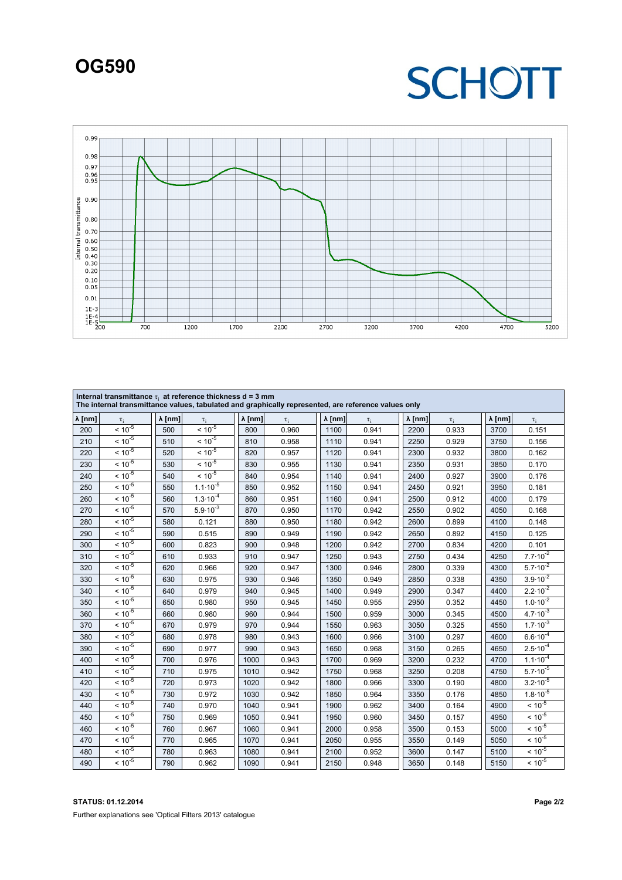# OG590

SCHOTT

0.99
0.98
0.97
0.96
0.95
0.90
0.80
0.70
0.60
0.50
0.40
0.30
0.20
0.10
0.05
0.01
1E-3
1E-4
1E-5
Internal transmittance
200
700
1200
1700
2200
2700
3200
3700
4200
4700
5200

**Internal transmittance $\tau_i$ at reference thickness d = 3 mm**
**The internal transmittance values, tabulated and graphically represented, are reference values only**

| λ [nm] | $\tau_i$ | λ [nm] | $\tau_i$ | λ [nm] | $\tau_i$ | λ [nm] | $\tau_i$ | λ [nm] | $\tau_i$ | λ [nm] | $\tau_i$ |
|---|---|---|---|---|---|---|---|---|---|---|---|
| 200 | $< 10^{-5}$ | 500 | $< 10^{-5}$ | 800 | 0.960 | 1100 | 0.941 | 2200 | 0.933 | 3700 | 0.151 |
| 210 | $< 10^{-5}$ | 510 | $< 10^{-5}$ | 810 | 0.958 | 1110 | 0.941 | 2250 | 0.929 | 3750 | 0.156 |
| 220 | $< 10^{-5}$ | 520 | $< 10^{-5}$ | 820 | 0.957 | 1120 | 0.941 | 2300 | 0.932 | 3800 | 0.162 |
| 230 | $< 10^{-5}$ | 530 | $< 10^{-5}$ | 830 | 0.955 | 1130 | 0.941 | 2350 | 0.931 | 3850 | 0.170 |
| 240 | $< 10^{-5}$ | 540 | $< 10^{-5}$ | 840 | 0.954 | 1140 | 0.941 | 2400 | 0.927 | 3900 | 0.176 |
| 250 | $< 10^{-5}$ | 550 | $1.1 \cdot 10^{-5}$ | 850 | 0.952 | 1150 | 0.941 | 2450 | 0.921 | 3950 | 0.181 |
| 260 | $< 10^{-5}$ | 560 | $1.3 \cdot 10^{-4}$ | 860 | 0.951 | 1160 | 0.941 | 2500 | 0.912 | 4000 | 0.179 |
| 270 | $< 10^{-5}$ | 570 | $5.9 \cdot 10^{-3}$ | 870 | 0.950 | 1170 | 0.942 | 2550 | 0.902 | 4050 | 0.168 |
| 280 | $< 10^{-5}$ | 580 | 0.121 | 880 | 0.950 | 1180 | 0.942 | 2600 | 0.899 | 4100 | 0.148 |
| 290 | $< 10^{-5}$ | 590 | 0.515 | 890 | 0.949 | 1190 | 0.942 | 2650 | 0.892 | 4150 | 0.125 |
| 300 | $< 10^{-5}$ | 600 | 0.823 | 900 | 0.948 | 1200 | 0.942 | 2700 | 0.834 | 4200 | 0.101 |
| 310 | $< 10^{-5}$ | 610 | 0.933 | 910 | 0.947 | 1250 | 0.943 | 2750 | 0.434 | 4250 | $7.7 \cdot 10^{-2}$ |
| 320 | $< 10^{-5}$ | 620 | 0.966 | 920 | 0.947 | 1300 | 0.946 | 2800 | 0.339 | 4300 | $5.7 \cdot 10^{-2}$ |
| 330 | $< 10^{-5}$ | 630 | 0.975 | 930 | 0.946 | 1350 | 0.949 | 2850 | 0.338 | 4350 | $3.9 \cdot 10^{-2}$ |
| 340 | $< 10^{-5}$ | 640 | 0.979 | 940 | 0.945 | 1400 | 0.949 | 2900 | 0.347 | 4400 | $2.2 \cdot 10^{-2}$ |
| 350 | $< 10^{-5}$ | 650 | 0.980 | 950 | 0.945 | 1450 | 0.955 | 2950 | 0.352 | 4450 | $1.0 \cdot 10^{-2}$ |
| 360 | $< 10^{-5}$ | 660 | 0.980 | 960 | 0.944 | 1500 | 0.959 | 3000 | 0.345 | 4500 | $4.7 \cdot 10^{-3}$ |
| 370 | $< 10^{-5}$ | 670 | 0.979 | 970 | 0.944 | 1550 | 0.963 | 3050 | 0.325 | 4550 | $1.7 \cdot 10^{-3}$ |
| 380 | $< 10^{-5}$ | 680 | 0.978 | 980 | 0.943 | 1600 | 0.966 | 3100 | 0.297 | 4600 | $6.6 \cdot 10^{-4}$ |
| 390 | $< 10^{-5}$ | 690 | 0.977 | 990 | 0.943 | 1650 | 0.968 | 3150 | 0.265 | 4650 | $2.5 \cdot 10^{-4}$ |
| 400 | $< 10^{-5}$ | 700 | 0.976 | 1000 | 0.943 | 1700 | 0.969 | 3200 | 0.232 | 4700 | $1.1 \cdot 10^{-4}$ |
| 410 | $< 10^{-5}$ | 710 | 0.975 | 1010 | 0.942 | 1750 | 0.968 | 3250 | 0.208 | 4750 | $5.7 \cdot 10^{-5}$ |
| 420 | $< 10^{-5}$ | 720 | 0.973 | 1020 | 0.942 | 1800 | 0.966 | 3300 | 0.190 | 4800 | $3.2 \cdot 10^{-5}$ |
| 430 | $< 10^{-5}$ | 730 | 0.972 | 1030 | 0.942 | 1850 | 0.964 | 3350 | 0.176 | 4850 | $1.8 \cdot 10^{-5}$ |
| 440 | $< 10^{-5}$ | 740 | 0.970 | 1040 | 0.941 | 1900 | 0.962 | 3400 | 0.164 | 4900 | $< 10^{-5}$ |
| 450 | $< 10^{-5}$ | 750 | 0.969 | 1050 | 0.941 | 1950 | 0.960 | 3450 | 0.157 | 4950 | $< 10^{-5}$ |
| 460 | $< 10^{-5}$ | 760 | 0.967 | 1060 | 0.941 | 2000 | 0.958 | 3500 | 0.153 | 5000 | $< 10^{-5}$ |
| 470 | $< 10^{-5}$ | 770 | 0.965 | 1070 | 0.941 | 2050 | 0.955 | 3550 | 0.149 | 5050 | $< 10^{-5}$ |
| 480 | $< 10^{-5}$ | 780 | 0.963 | 1080 | 0.941 | 2100 | 0.952 | 3600 | 0.147 | 5100 | $< 10^{-5}$ |
| 490 | $< 10^{-5}$ | 790 | 0.962 | 1090 | 0.941 | 2150 | 0.948 | 3650 | 0.148 | 5150 | $< 10^{-5}$ |

**STATUS: 01.12.2014**

Further explanations see 'Optical Filters 2013' catalogue